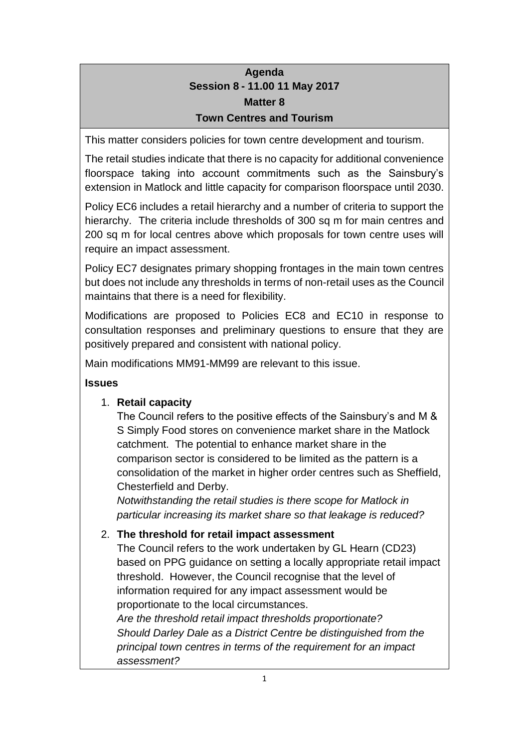# Agenda
## Session 8 - 11.00 11 May 2017
## Matter 8
## Town Centres and Tourism

This matter considers policies for town centre development and tourism.

The retail studies indicate that there is no capacity for additional convenience floorspace taking into account commitments such as the Sainsbury's extension in Matlock and little capacity for comparison floorspace until 2030.

Policy EC6 includes a retail hierarchy and a number of criteria to support the hierarchy. The criteria include thresholds of 300 sq m for main centres and 200 sq m for local centres above which proposals for town centre uses will require an impact assessment.

Policy EC7 designates primary shopping frontages in the main town centres but does not include any thresholds in terms of non-retail uses as the Council maintains that there is a need for flexibility.

Modifications are proposed to Policies EC8 and EC10 in response to consultation responses and preliminary questions to ensure that they are positively prepared and consistent with national policy.

Main modifications MM91-MM99 are relevant to this issue.

**Issues**

1. **Retail capacity**
   The Council refers to the positive effects of the Sainsbury's and M & S Simply Food stores on convenience market share in the Matlock catchment. The potential to enhance market share in the comparison sector is considered to be limited as the pattern is a consolidation of the market in higher order centres such as Sheffield, Chesterfield and Derby.
   *Notwithstanding the retail studies is there scope for Matlock in particular increasing its market share so that leakage is reduced?*

2. **The threshold for retail impact assessment**
   The Council refers to the work undertaken by GL Hearn (CD23) based on PPG guidance on setting a locally appropriate retail impact threshold. However, the Council recognise that the level of information required for any impact assessment would be proportionate to the local circumstances.
   *Are the threshold retail impact thresholds proportionate?*
   *Should Darley Dale as a District Centre be distinguished from the principal town centres in terms of the requirement for an impact assessment?*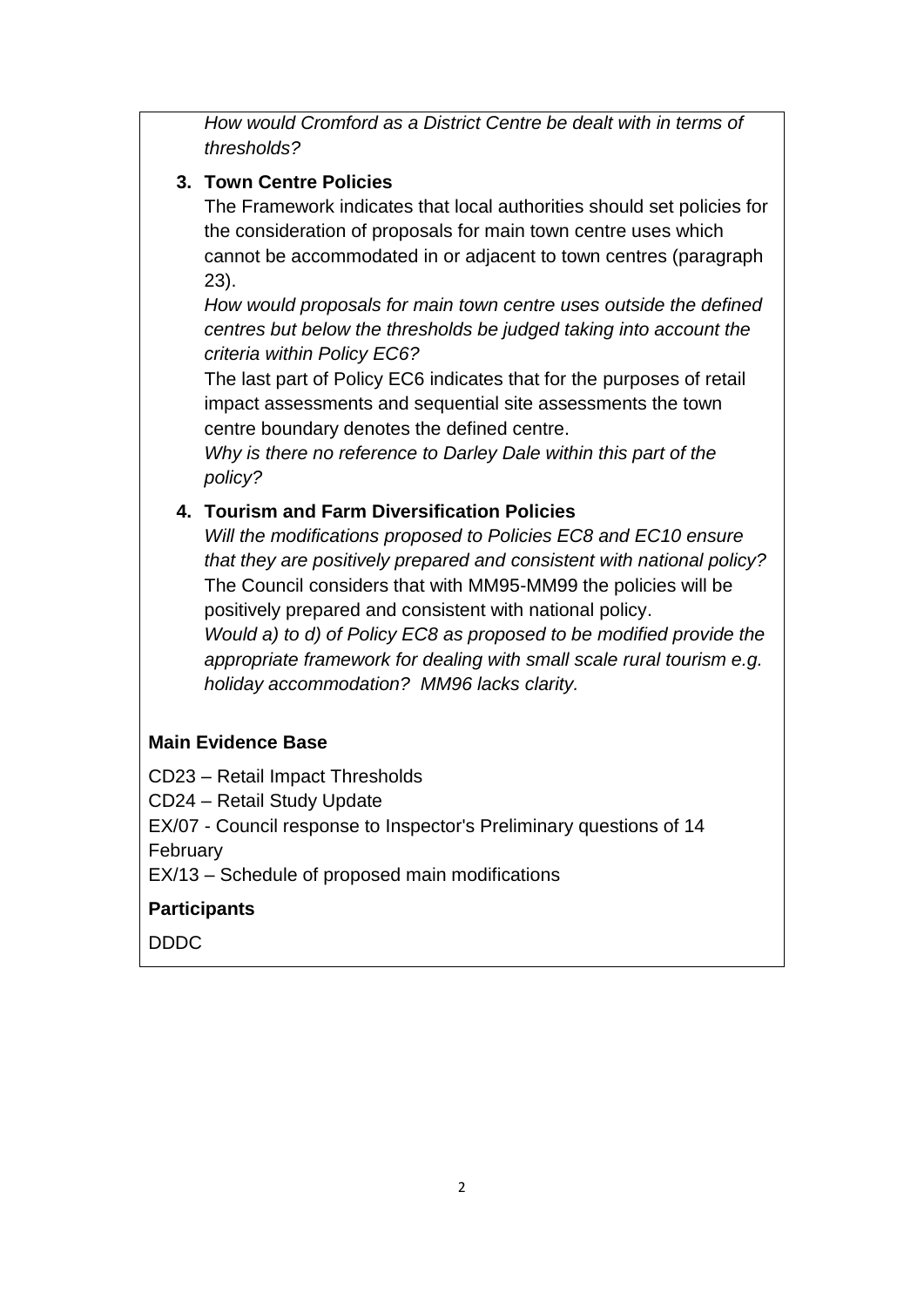*How would Cromford as a District Centre be dealt with in terms of thresholds?*

3. **Town Centre Policies**

   The Framework indicates that local authorities should set policies for the consideration of proposals for main town centre uses which cannot be accommodated in or adjacent to town centres (paragraph 23).

   *How would proposals for main town centre uses outside the defined centres but below the thresholds be judged taking into account the criteria within Policy EC6?*

   The last part of Policy EC6 indicates that for the purposes of retail impact assessments and sequential site assessments the town centre boundary denotes the defined centre.

   *Why is there no reference to Darley Dale within this part of the policy?*

4. **Tourism and Farm Diversification Policies**

   *Will the modifications proposed to Policies EC8 and EC10 ensure that they are positively prepared and consistent with national policy?*

   The Council considers that with MM95-MM99 the policies will be positively prepared and consistent with national policy.

   *Would a) to d) of Policy EC8 as proposed to be modified provide the appropriate framework for dealing with small scale rural tourism e.g. holiday accommodation? MM96 lacks clarity.*

**Main Evidence Base**

CD23 – Retail Impact Thresholds

CD24 – Retail Study Update

EX/07 - Council response to Inspector's Preliminary questions of 14 February

EX/13 – Schedule of proposed main modifications

**Participants**

DDDC